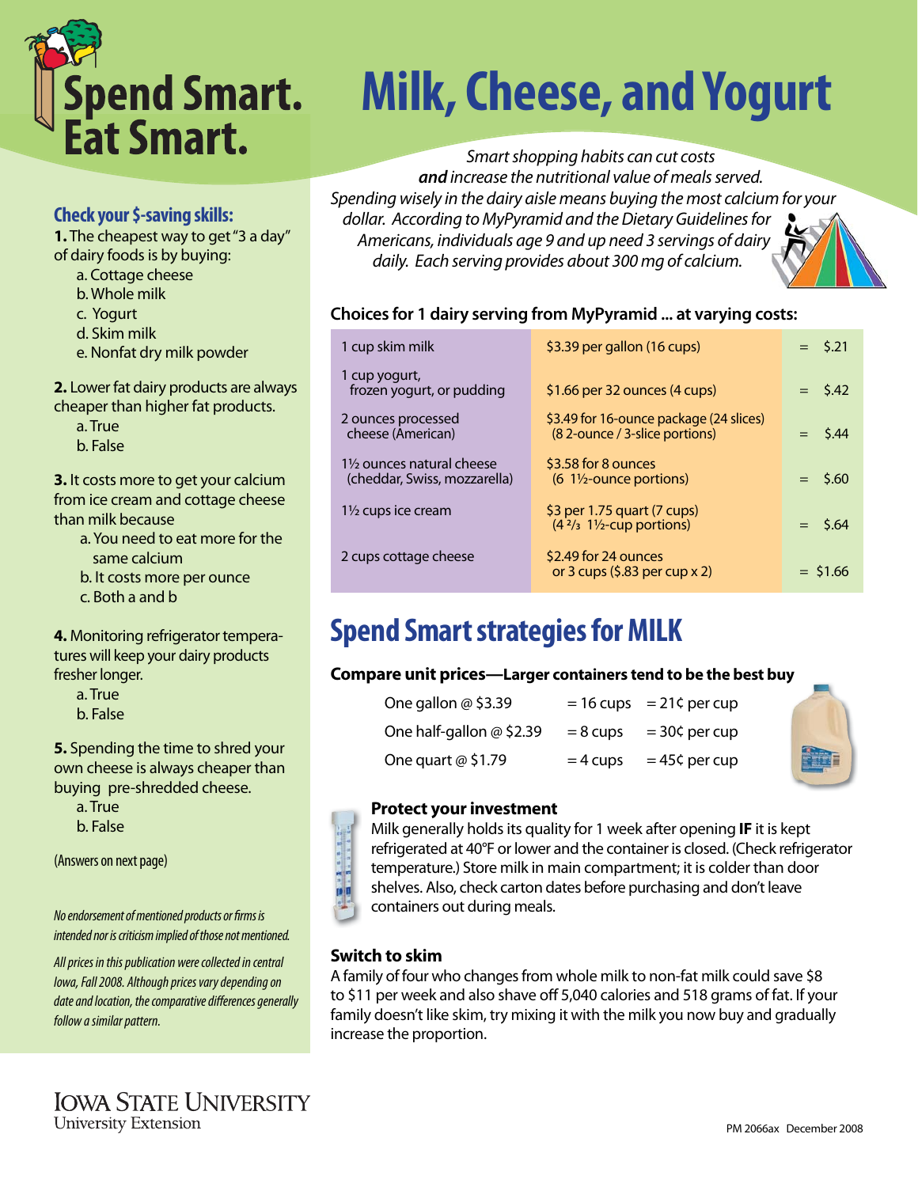# Spend Smart. Eat Smart.

# Milk, Cheese, and Yogurt

*Smart shopping habits can cut costs **and** increase the nutritional value of meals served. Spending wisely in the dairy aisle means buying the most calcium for your dollar. According to MyPyramid and the Dietary Guidelines for Americans, individuals age 9 and up need 3 servings of dairy daily. Each serving provides about 300 mg of calcium.*

### Choices for 1 dairy serving from MyPyramid ... at varying costs:

| Serving | Price | | Cost |
|---|---|---|---|
| 1 cup skim milk | $3.39 per gallon (16 cups) | = | $.21 |
| 1 cup yogurt, frozen yogurt, or pudding | $1.66 per 32 ounces (4 cups) | = | $.42 |
| 2 ounces processed cheese (American) | $3.49 for 16-ounce package (24 slices) (8 2-ounce / 3-slice portions) | = | $.44 |
| 1½ ounces natural cheese (cheddar, Swiss, mozzarella) | $3.58 for 8 ounces (6 1½-ounce portions) | = | $.60 |
| 1½ cups ice cream | $3 per 1.75 quart (7 cups) (4 ⅔ 1½-cup portions) | = | $.64 |
| 2 cups cottage cheese | $2.49 for 24 ounces or 3 cups ($.83 per cup x 2) | = | $1.66 |

## Spend Smart strategies for MILK

### Compare unit prices—Larger containers tend to be the best buy

| | | |
|---|---|---|
| One gallon @ $3.39 | = 16 cups | = 21¢ per cup |
| One half-gallon @ $2.39 | = 8 cups | = 30¢ per cup |
| One quart @ $1.79 | = 4 cups | = 45¢ per cup |

### Protect your investment

Milk generally holds its quality for 1 week after opening **IF** it is kept refrigerated at 40°F or lower and the container is closed. (Check refrigerator temperature.) Store milk in main compartment; it is colder than door shelves. Also, check carton dates before purchasing and don't leave containers out during meals.

### Switch to skim

A family of four who changes from whole milk to non-fat milk could save $8 to $11 per week and also shave off 5,040 calories and 518 grams of fat. If your family doesn't like skim, try mixing it with the milk you now buy and gradually increase the proportion.

## Check your $-saving skills:

**1.** The cheapest way to get "3 a day" of dairy foods is by buying:

- a. Cottage cheese
- b. Whole milk
- c. Yogurt
- d. Skim milk
- e. Nonfat dry milk powder

**2.** Lower fat dairy products are always cheaper than higher fat products.

- a. True
- b. False

**3.** It costs more to get your calcium from ice cream and cottage cheese than milk because

- a. You need to eat more for the same calcium
- b. It costs more per ounce
- c. Both a and b

**4.** Monitoring refrigerator temperatures will keep your dairy products fresher longer.

- a. True
- b. False

**5.** Spending the time to shred your own cheese is always cheaper than buying pre-shredded cheese.

- a. True
- b. False

(Answers on next page)

*No endorsement of mentioned products or firms is intended nor is criticism implied of those not mentioned.*

*All prices in this publication were collected in central Iowa, Fall 2008. Although prices vary depending on date and location, the comparative differences generally follow a similar pattern.*

Iowa State University
University Extension

PM 2066ax December 2008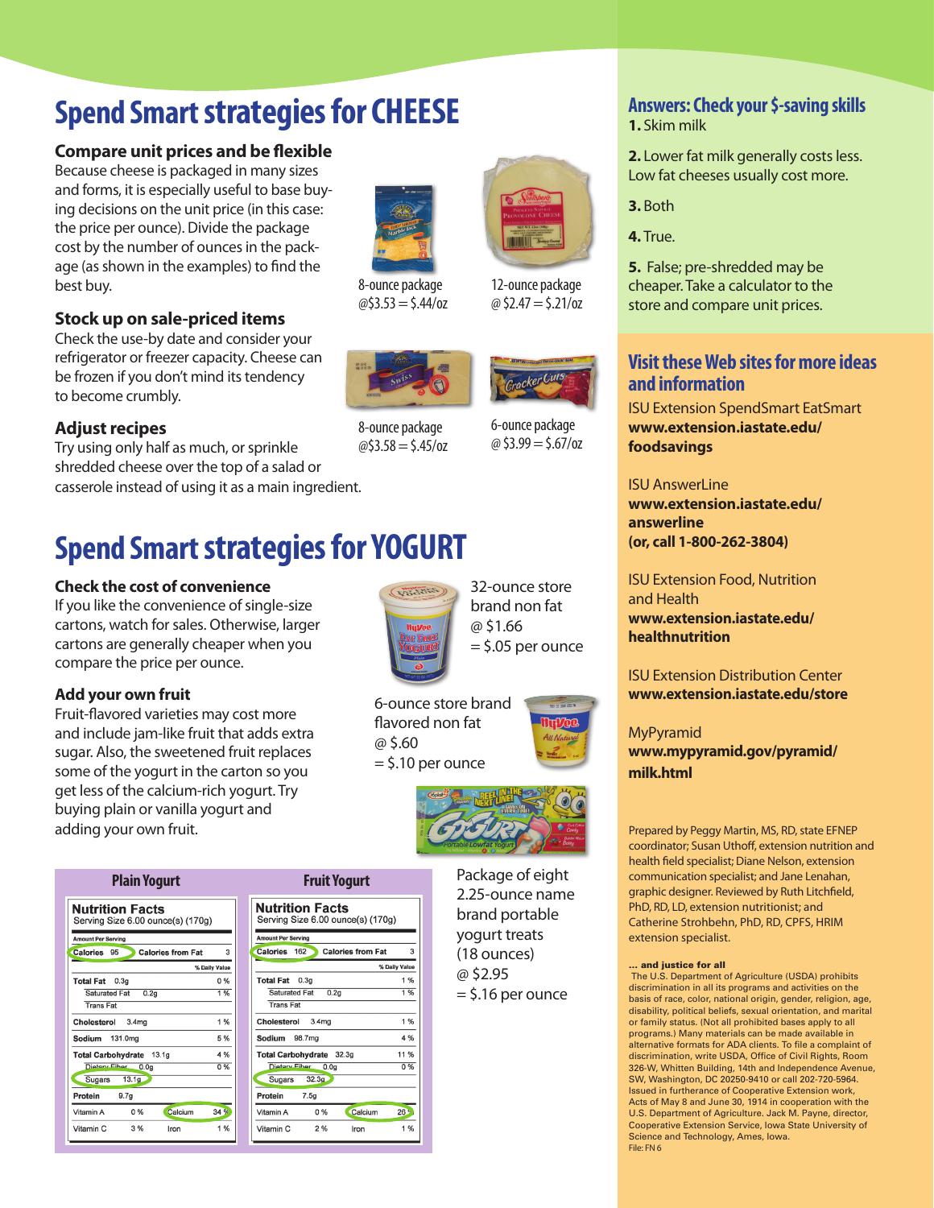# Spend Smart strategies for CHEESE

### Compare unit prices and be flexible

Because cheese is packaged in many sizes and forms, it is especially useful to base buying decisions on the unit price (in this case: the price per ounce). Divide the package cost by the number of ounces in the package (as shown in the examples) to find the best buy.

8-ounce package @$3.53 = $.44/oz

12-ounce package @ $2.47 = $.21/oz

8-ounce package @$3.58 = $.45/oz

6-ounce package @ $3.99 = $.67/oz

### Stock up on sale-priced items

Check the use-by date and consider your refrigerator or freezer capacity. Cheese can be frozen if you don't mind its tendency to become crumbly.

### Adjust recipes

Try using only half as much, or sprinkle shredded cheese over the top of a salad or casserole instead of using it as a main ingredient.

# Spend Smart strategies for YOGURT

### Check the cost of convenience

If you like the convenience of single-size cartons, watch for sales. Otherwise, larger cartons are generally cheaper when you compare the price per ounce.

32-ounce store brand non fat @ $1.66 = $.05 per ounce

6-ounce store brand flavored non fat @ $.60 = $.10 per ounce

Package of eight 2.25-ounce name brand portable yogurt treats (18 ounces) @ $2.95 = $.16 per ounce

### Add your own fruit

Fruit-flavored varieties may cost more and include jam-like fruit that adds extra sugar. Also, the sweetened fruit replaces some of the yogurt in the carton so you get less of the calcium-rich yogurt. Try buying plain or vanilla yogurt and adding your own fruit.

**Plain Yogurt**

Nutrition Facts — Serving Size 6.00 ounce(s) (170g)

| Amount Per Serving | | % Daily Value |
|---|---|---|
| Calories 95 | Calories from Fat 3 | |
| Total Fat 0.3g | | 0 % |
| Saturated Fat 0.2g | | 1 % |
| Trans Fat | | |
| Cholesterol 3.4mg | | 1 % |
| Sodium 131.0mg | | 5 % |
| Total Carbohydrate 13.1g | | 4 % |
| Dietary Fiber 0.0g | | 0 % |
| Sugars 13.1g | | |
| Protein 9.7g | | |
| Vitamin A 0 % | Calcium 34 % | |
| Vitamin C 3 % | Iron 1 % | |

**Fruit Yogurt**

Nutrition Facts — Serving Size 6.00 ounce(s) (170g)

| Amount Per Serving | | % Daily Value |
|---|---|---|
| Calories 162 | Calories from Fat 3 | |
| Total Fat 0.3g | | 1 % |
| Saturated Fat 0.2g | | 1 % |
| Trans Fat | | |
| Cholesterol 3.4mg | | 1 % |
| Sodium 98.7mg | | 4 % |
| Total Carbohydrate 32.3g | | 11 % |
| Dietary Fiber 0.0g | | 0 % |
| Sugars 32.3g | | |
| Protein 7.5g | | |
| Vitamin A 0 % | Calcium 26 % | |
| Vitamin C 2 % | Iron 1 % | |

## Answers: Check your $-saving skills

**1.** Skim milk

**2.** Lower fat milk generally costs less. Low fat cheeses usually cost more.

**3.** Both

**4.** True.

**5.** False; pre-shredded may be cheaper. Take a calculator to the store and compare unit prices.

## Visit these Web sites for more ideas and information

ISU Extension SpendSmart EatSmart
**www.extension.iastate.edu/foodsavings**

ISU AnswerLine
**www.extension.iastate.edu/answerline**
**(or, call 1-800-262-3804)**

ISU Extension Food, Nutrition and Health
**www.extension.iastate.edu/healthnutrition**

ISU Extension Distribution Center
**www.extension.iastate.edu/store**

MyPyramid
**www.mypyramid.gov/pyramid/milk.html**

Prepared by Peggy Martin, MS, RD, state EFNEP coordinator; Susan Uthoff, extension nutrition and health field specialist; Diane Nelson, extension communication specialist; and Jane Lenahan, graphic designer. Reviewed by Ruth Litchfield, PhD, RD, LD, extension nutritionist; and Catherine Strohbehn, PhD, RD, CPFS, HRIM extension specialist.

**... and justice for all**
The U.S. Department of Agriculture (USDA) prohibits discrimination in all its programs and activities on the basis of race, color, national origin, gender, religion, age, disability, political beliefs, sexual orientation, and marital or family status. (Not all prohibited bases apply to all programs.) Many materials can be made available in alternative formats for ADA clients. To file a complaint of discrimination, write USDA, Office of Civil Rights, Room 326-W, Whitten Building, 14th and Independence Avenue, SW, Washington, DC 20250-9410 or call 202-720-5964.
Issued in furtherance of Cooperative Extension work, Acts of May 8 and June 30, 1914 in cooperation with the U.S. Department of Agriculture. Jack M. Payne, director, Cooperative Extension Service, Iowa State University of Science and Technology, Ames, Iowa.
File: FN 6